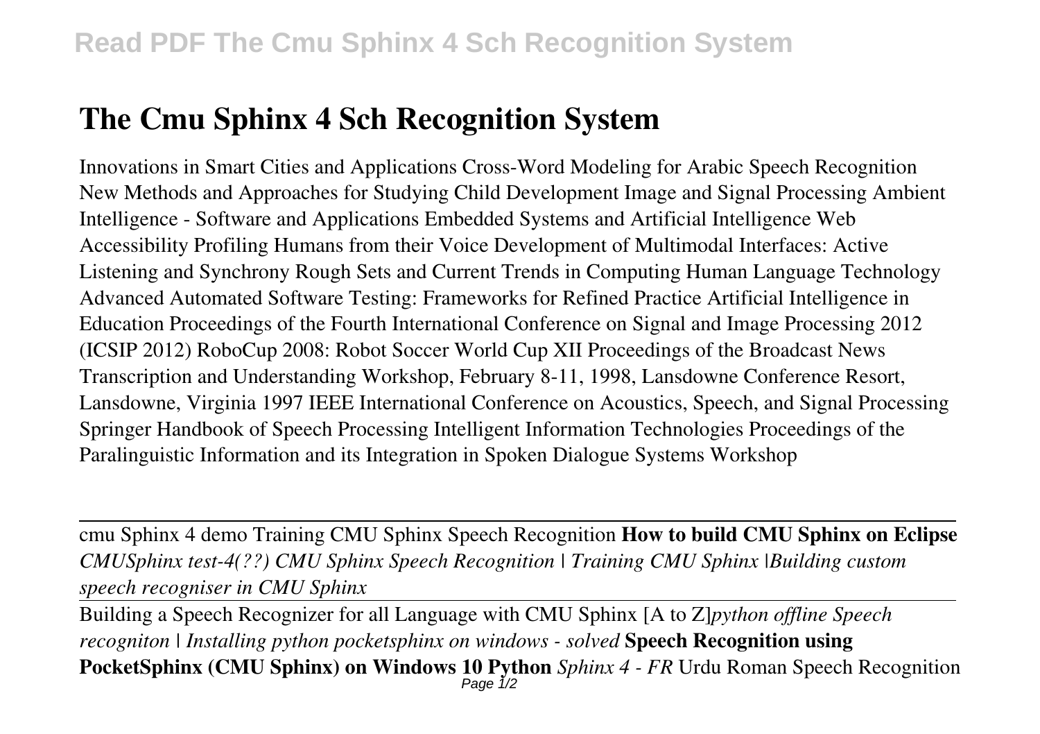# The Cmu Sphinx 4 Sch Recognition System

Innovations in Smart Cities and Applications Cross-Word Modeling for Arabic Speech Recognition New Methods and Approaches for Studying Child Development Image and Signal Processing Ambient Intelligence - Software and Applications Embedded Systems and Artificial Intelligence Web Accessibility Profiling Humans from their Voice Development of Multimodal Interfaces: Active Listening and Synchrony Rough Sets and Current Trends in Computing Human Language Technology Advanced Automated Software Testing: Frameworks for Refined Practice Artificial Intelligence in Education Proceedings of the Fourth International Conference on Signal and Image Processing 2012 (ICSIP 2012) RoboCup 2008: Robot Soccer World Cup XII Proceedings of the Broadcast News Transcription and Understanding Workshop, February 8-11, 1998, Lansdowne Conference Resort, Lansdowne, Virginia 1997 IEEE International Conference on Acoustics, Speech, and Signal Processing Springer Handbook of Speech Processing Intelligent Information Technologies Proceedings of the Paralinguistic Information and its Integration in Spoken Dialogue Systems Workshop

---

cmu Sphinx 4 demo Training CMU Sphinx Speech Recognition **How to build CMU Sphinx on Eclipse** *CMUSphinx test-4(??) CMU Sphinx Speech Recognition | Training CMU Sphinx |Building custom speech recogniser in CMU Sphinx*

---

Building a Speech Recognizer for all Language with CMU Sphinx [A to Z]*python offline Speech recogniton | Installing python pocketsphinx on windows - solved* **Speech Recognition using PocketSphinx (CMU Sphinx) on Windows 10 Python** *Sphinx 4 - FR* Urdu Roman Speech Recognition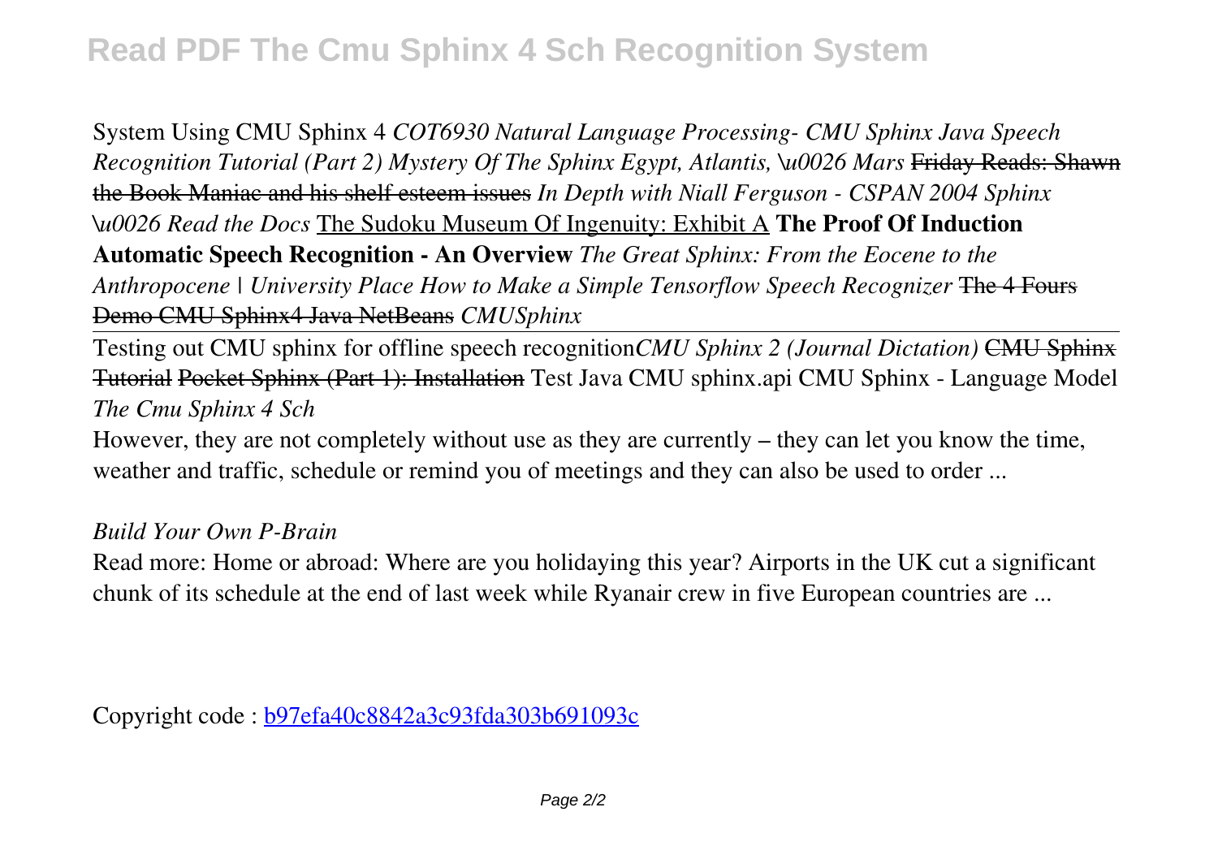System Using CMU Sphinx 4 *COT6930 Natural Language Processing- CMU Sphinx Java Speech Recognition Tutorial (Part 2) Mystery Of The Sphinx Egypt, Atlantis, \u0026 Mars* ~~Friday Reads: Shawn the Book Maniac and his shelf esteem issues~~ *In Depth with Niall Ferguson - CSPAN 2004 Sphinx \u0026 Read the Docs* The Sudoku Museum Of Ingenuity: Exhibit A **The Proof Of Induction Automatic Speech Recognition - An Overview** *The Great Sphinx: From the Eocene to the Anthropocene | University Place How to Make a Simple Tensorflow Speech Recognizer* ~~The 4 Fours Demo CMU Sphinx4 Java NetBeans~~ *CMUSphinx*

---

Testing out CMU sphinx for offline speech recognition*CMU Sphinx 2 (Journal Dictation)* ~~CMU Sphinx Tutorial~~ ~~Pocket Sphinx (Part 1): Installation~~ Test Java CMU sphinx.api CMU Sphinx - Language Model

*The Cmu Sphinx 4 Sch*

However, they are not completely without use as they are currently – they can let you know the time, weather and traffic, schedule or remind you of meetings and they can also be used to order ...

*Build Your Own P-Brain*

Read more: Home or abroad: Where are you holidaying this year? Airports in the UK cut a significant chunk of its schedule at the end of last week while Ryanair crew in five European countries are ...

Copyright code : b97efa40c8842a3c93fda303b691093c